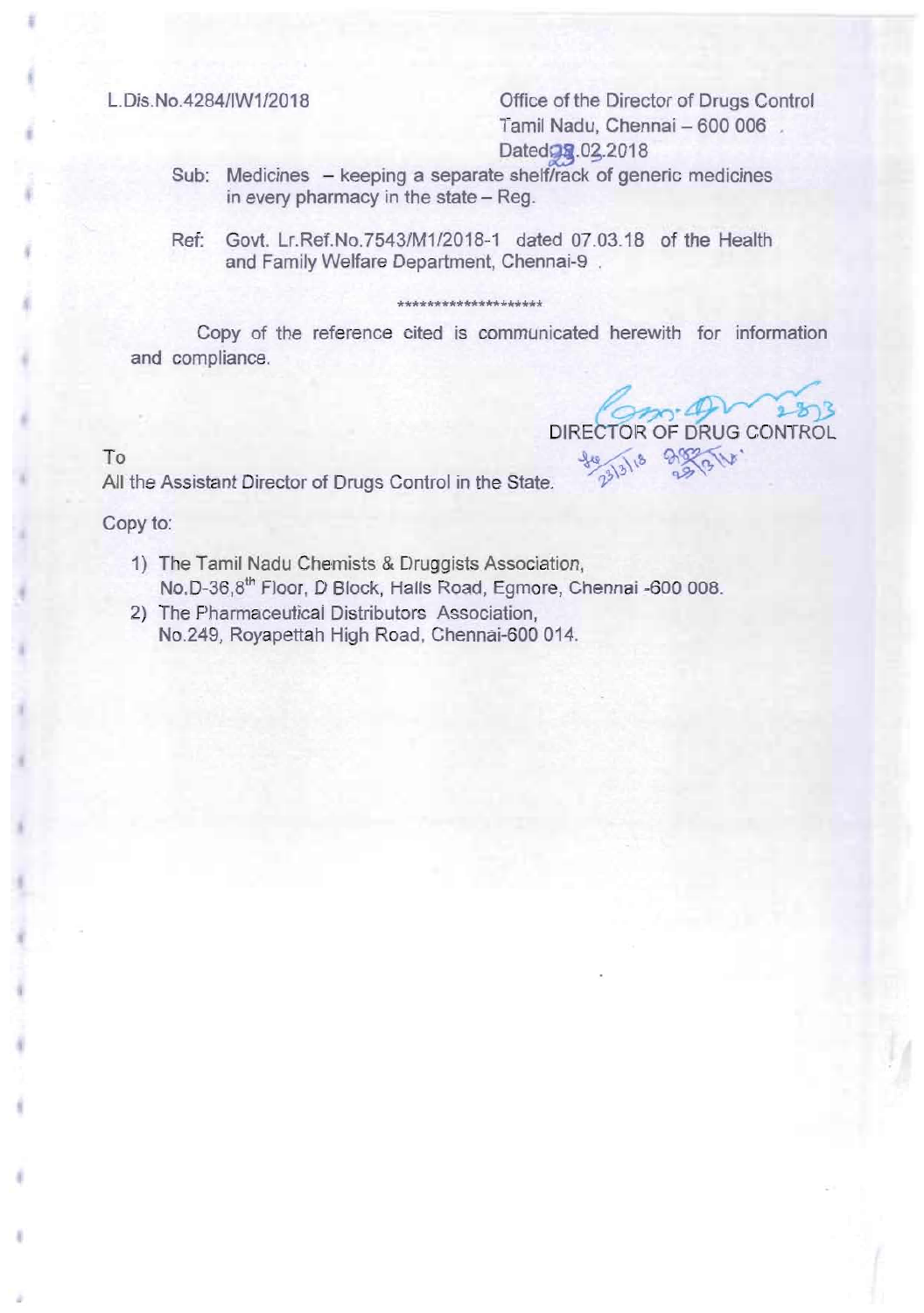L.Dis.No.4284/IW1/2018

Office of the Director of Drugs Control
Tamil Nadu, Chennai – 600 006
Dated 23.03.2018

Sub: Medicines – keeping a separate shelf/rack of generic medicines in every pharmacy in the state – Reg.

Ref: Govt. Lr.Ref.No.7543/M1/2018-1 dated 07.03.18 of the Health and Family Welfare Department, Chennai-9 .

********************

Copy of the reference cited is communicated herewith for information and compliance.

DIRECTOR OF DRUG CONTROL

To

All the Assistant Director of Drugs Control in the State.

Copy to:

1) The Tamil Nadu Chemists & Druggists Association,
   No.D-36,8th Floor, D Block, Halls Road, Egmore, Chennai -600 008.
2) The Pharmaceutical Distributors Association,
   No.249, Royapettah High Road, Chennai-600 014.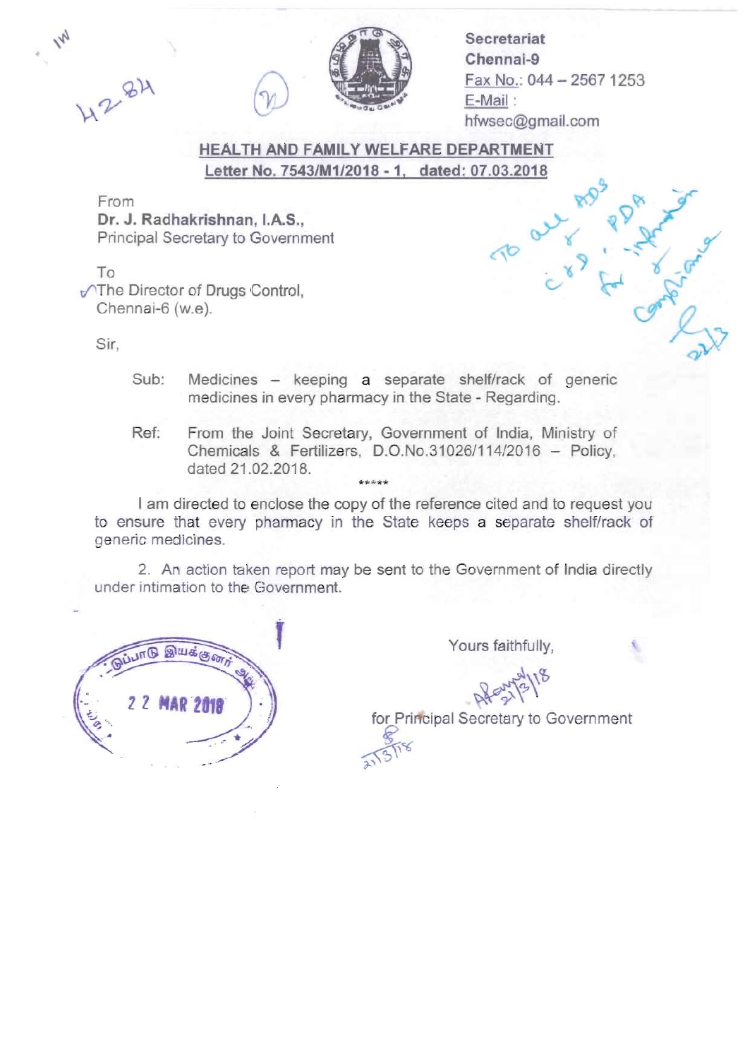Secretariat
Chennai-9
Fax No.: 044 – 2567 1253
E-Mail :
hfwsec@gmail.com

## HEALTH AND FAMILY WELFARE DEPARTMENT
**Letter No. 7543/M1/2018 - 1, dated: 07.03.2018**

From
**Dr. J. Radhakrishnan, I.A.S.,**
Principal Secretary to Government

To
The Director of Drugs Control,
Chennai-6 (w.e).

Sir,

Sub: Medicines – keeping a separate shelf/rack of generic medicines in every pharmacy in the State - Regarding.

Ref: From the Joint Secretary, Government of India, Ministry of Chemicals & Fertilizers, D.O.No.31026/114/2016 – Policy, dated 21.02.2018.

*****

I am directed to enclose the copy of the reference cited and to request you to ensure that every pharmacy in the State keeps a separate shelf/rack of generic medicines.

2. An action taken report may be sent to the Government of India directly under intimation to the Government.

Yours faithfully,

for Principal Secretary to Government

22 MAR 2018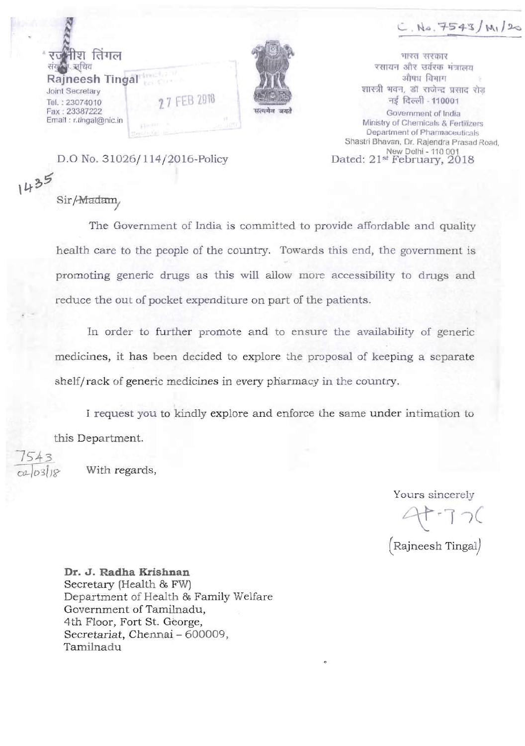C. No. 7543/M1/20

रजनीश तिंगल
संयुक्त सचिव
**Rajneesh Tingal**
Joint Secretary
Tel. : 23074010
Fax : 23387222
Email : r.tingal@nic.in

27 FEB 2018

सत्यमेव जयते

भारत सरकार
रसायन और उर्वरक मंत्रालय
औषध विभाग
शास्त्री भवन, डॉ राजेन्द्र प्रसाद रोड
नई दिल्ली - 110001
Government of India
Ministry of Chemicals & Fertilizers
Department of Pharmaceuticals
Shastri Bhavan, Dr. Rajendra Prasad Road,
New Delhi - 110 001

D.O No. 31026/114/2016-Policy

Dated: 21st February, 2018

1435

Sir/~~Madam~~,

The Government of India is committed to provide affordable and quality health care to the people of the country. Towards this end, the government is promoting generic drugs as this will allow more accessibility to drugs and reduce the out of pocket expenditure on part of the patients.

In order to further promote and to ensure the availability of generic medicines, it has been decided to explore the proposal of keeping a separate shelf/rack of generic medicines in every pharmacy in the country.

I request you to kindly explore and enforce the same under intimation to this Department.

7543
02/03/18

With regards,

Yours sincerely

(Rajneesh Tingal)

**Dr. J. Radha Krishnan**
Secretary (Health & FW)
Department of Health & Family Welfare
Government of Tamilnadu,
4th Floor, Fort St. George,
Secretariat, Chennai – 600009,
Tamilnadu